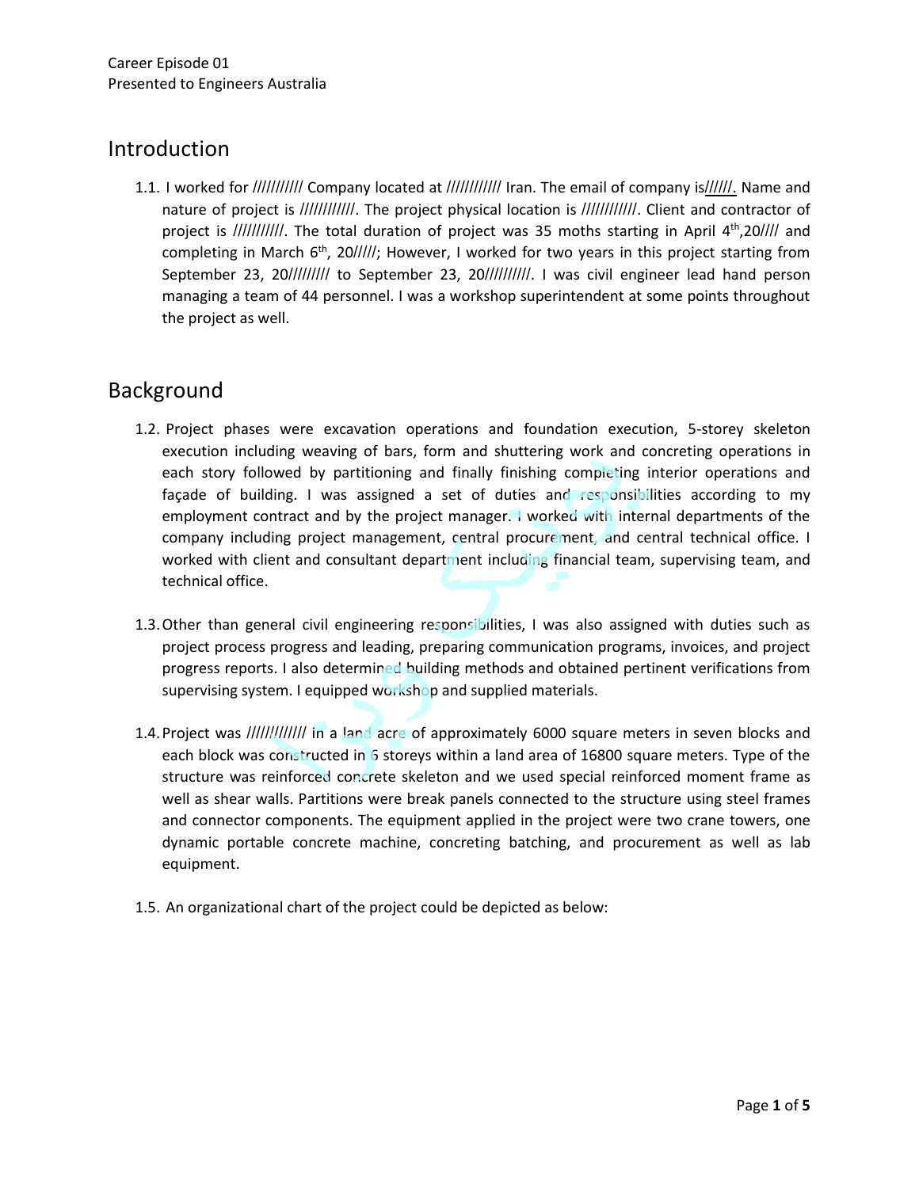Career Episode 01
Presented to Engineers Australia

## Introduction

1.1. I worked for /////////// Company located at //////////// Iran. The email of company is//////. Name and nature of project is ////////////. The project physical location is ////////////. Client and contractor of project is ///////////. The total duration of project was 35 moths starting in April 4th,20//// and completing in March 6th, 20/////; However, I worked for two years in this project starting from September 23, 20///////// to September 23, 20//////////. I was civil engineer lead hand person managing a team of 44 personnel. I was a workshop superintendent at some points throughout the project as well.

## Background

1.2. Project phases were excavation operations and foundation execution, 5-storey skeleton execution including weaving of bars, form and shuttering work and concreting operations in each story followed by partitioning and finally finishing completing interior operations and façade of building. I was assigned a set of duties and responsibilities according to my employment contract and by the project manager. I worked with internal departments of the company including project management, central procurement, and central technical office. I worked with client and consultant department including financial team, supervising team, and technical office.

1.3. Other than general civil engineering responsibilities, I was also assigned with duties such as project process progress and leading, preparing communication programs, invoices, and project progress reports. I also determined building methods and obtained pertinent verifications from supervising system. I equipped workshop and supplied materials.

1.4. Project was ///////////// in a land acre of approximately 6000 square meters in seven blocks and each block was constructed in 5 storeys within a land area of 16800 square meters. Type of the structure was reinforced concrete skeleton and we used special reinforced moment frame as well as shear walls. Partitions were break panels connected to the structure using steel frames and connector components. The equipment applied in the project were two crane towers, one dynamic portable concrete machine, concreting batching, and procurement as well as lab equipment.

1.5. An organizational chart of the project could be depicted as below: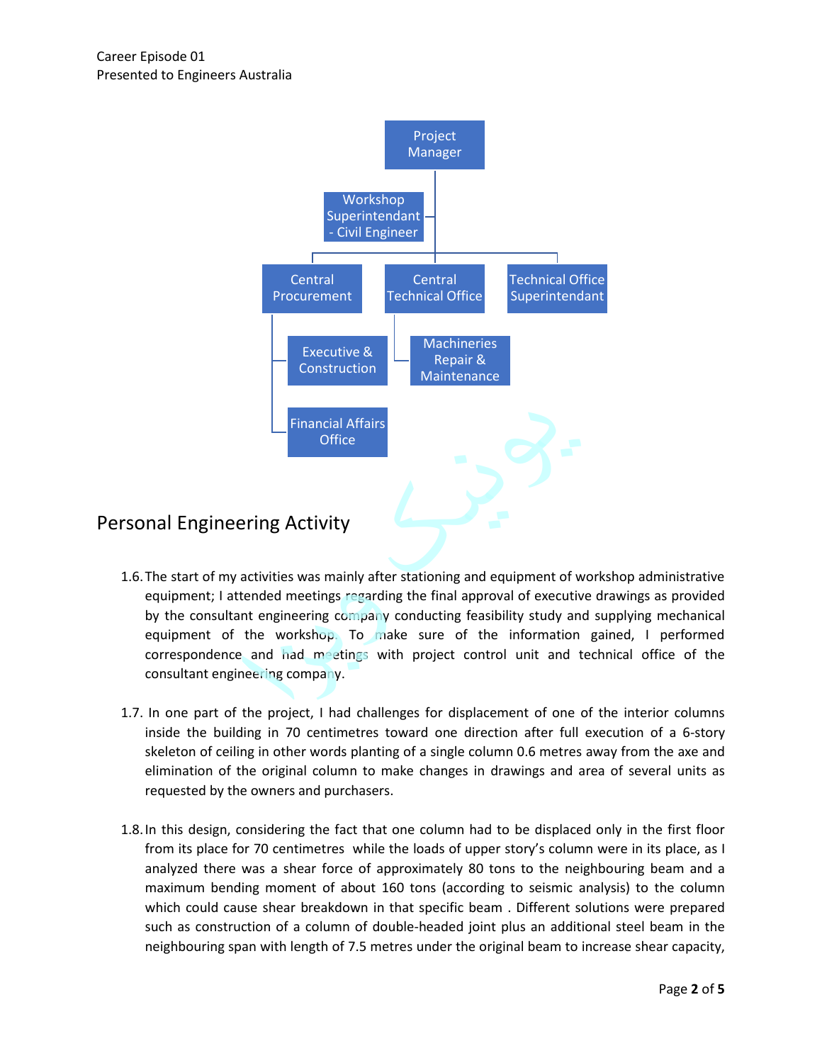- Project Manager
  - Workshop Superintendant - Civil Engineer
  - Central Procurement
    - Executive & Construction
    - Financial Affairs Office
  - Central Technical Office
    - Machineries Repair & Maintenance
  - Technical Office Superintendant

## Personal Engineering Activity

1.6. The start of my activities was mainly after stationing and equipment of workshop administrative equipment; I attended meetings regarding the final approval of executive drawings as provided by the consultant engineering company conducting feasibility study and supplying mechanical equipment of the workshop. To make sure of the information gained, I performed correspondence and had meetings with project control unit and technical office of the consultant engineering company.

1.7. In one part of the project, I had challenges for displacement of one of the interior columns inside the building in 70 centimetres toward one direction after full execution of a 6-story skeleton of ceiling in other words planting of a single column 0.6 metres away from the axe and elimination of the original column to make changes in drawings and area of several units as requested by the owners and purchasers.

1.8. In this design, considering the fact that one column had to be displaced only in the first floor from its place for 70 centimetres while the loads of upper story's column were in its place, as I analyzed there was a shear force of approximately 80 tons to the neighbouring beam and a maximum bending moment of about 160 tons (according to seismic analysis) to the column which could cause shear breakdown in that specific beam . Different solutions were prepared such as construction of a column of double-headed joint plus an additional steel beam in the neighbouring span with length of 7.5 metres under the original beam to increase shear capacity,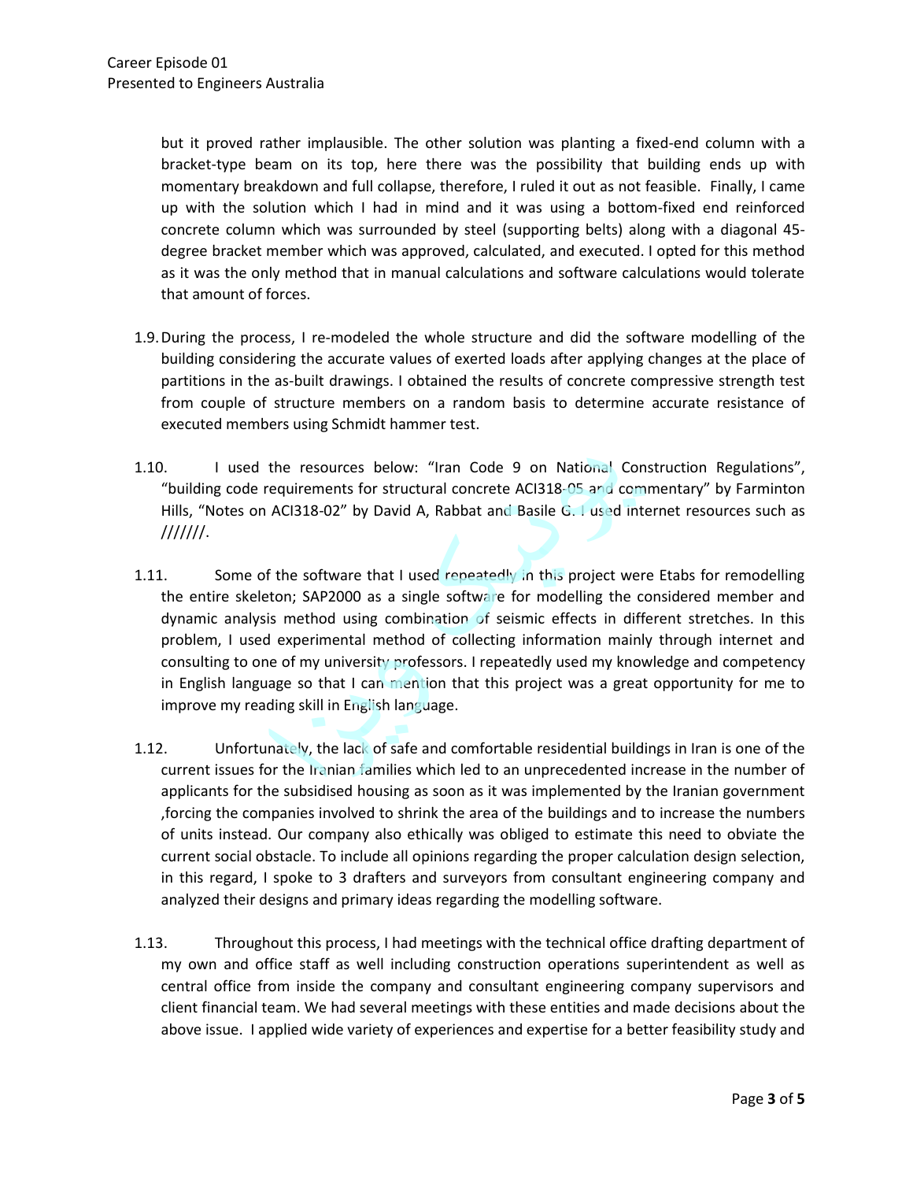but it proved rather implausible. The other solution was planting a fixed-end column with a bracket-type beam on its top, here there was the possibility that building ends up with momentary breakdown and full collapse, therefore, I ruled it out as not feasible. Finally, I came up with the solution which I had in mind and it was using a bottom-fixed end reinforced concrete column which was surrounded by steel (supporting belts) along with a diagonal 45-degree bracket member which was approved, calculated, and executed. I opted for this method as it was the only method that in manual calculations and software calculations would tolerate that amount of forces.

1.9. During the process, I re-modeled the whole structure and did the software modelling of the building considering the accurate values of exerted loads after applying changes at the place of partitions in the as-built drawings. I obtained the results of concrete compressive strength test from couple of structure members on a random basis to determine accurate resistance of executed members using Schmidt hammer test.

1.10. I used the resources below: "Iran Code 9 on National Construction Regulations", "building code requirements for structural concrete ACI318-05 and commentary" by Farminton Hills, "Notes on ACI318-02" by David A, Rabbat and Basile G. I used internet resources such as ///////.

1.11. Some of the software that I used repeatedly in this project were Etabs for remodelling the entire skeleton; SAP2000 as a single software for modelling the considered member and dynamic analysis method using combination of seismic effects in different stretches. In this problem, I used experimental method of collecting information mainly through internet and consulting to one of my university professors. I repeatedly used my knowledge and competency in English language so that I can mention that this project was a great opportunity for me to improve my reading skill in English language.

1.12. Unfortunately, the lack of safe and comfortable residential buildings in Iran is one of the current issues for the Iranian families which led to an unprecedented increase in the number of applicants for the subsidised housing as soon as it was implemented by the Iranian government ,forcing the companies involved to shrink the area of the buildings and to increase the numbers of units instead. Our company also ethically was obliged to estimate this need to obviate the current social obstacle. To include all opinions regarding the proper calculation design selection, in this regard, I spoke to 3 drafters and surveyors from consultant engineering company and analyzed their designs and primary ideas regarding the modelling software.

1.13. Throughout this process, I had meetings with the technical office drafting department of my own and office staff as well including construction operations superintendent as well as central office from inside the company and consultant engineering company supervisors and client financial team. We had several meetings with these entities and made decisions about the above issue. I applied wide variety of experiences and expertise for a better feasibility study and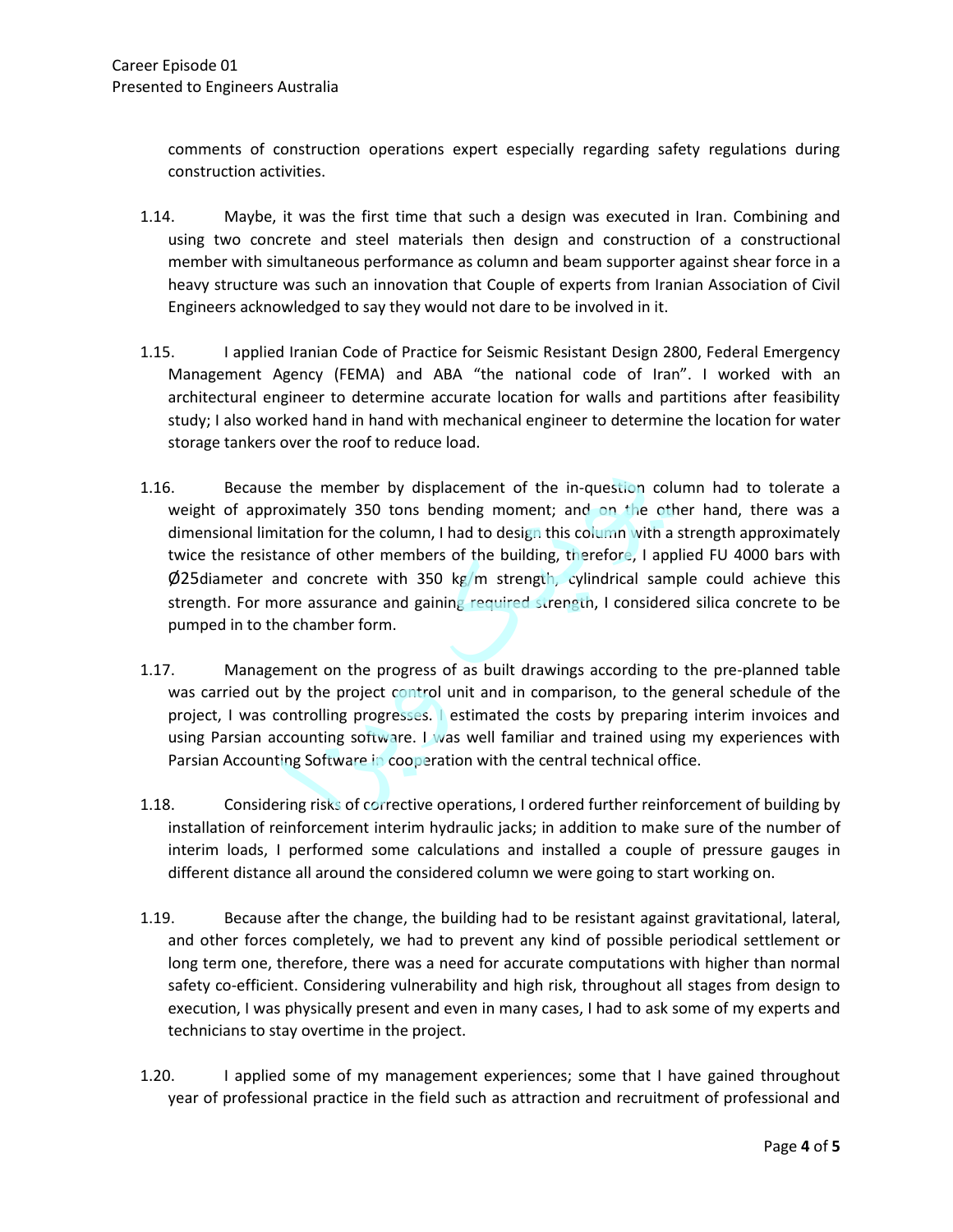comments of construction operations expert especially regarding safety regulations during construction activities.

1.14. Maybe, it was the first time that such a design was executed in Iran. Combining and using two concrete and steel materials then design and construction of a constructional member with simultaneous performance as column and beam supporter against shear force in a heavy structure was such an innovation that Couple of experts from Iranian Association of Civil Engineers acknowledged to say they would not dare to be involved in it.

1.15. I applied Iranian Code of Practice for Seismic Resistant Design 2800, Federal Emergency Management Agency (FEMA) and ABA "the national code of Iran". I worked with an architectural engineer to determine accurate location for walls and partitions after feasibility study; I also worked hand in hand with mechanical engineer to determine the location for water storage tankers over the roof to reduce load.

1.16. Because the member by displacement of the in-question column had to tolerate a weight of approximately 350 tons bending moment; and on the other hand, there was a dimensional limitation for the column, I had to design this column with a strength approximately twice the resistance of other members of the building, therefore, I applied FU 4000 bars with Ø25diameter and concrete with 350 kg/m strength, cylindrical sample could achieve this strength. For more assurance and gaining required strength, I considered silica concrete to be pumped in to the chamber form.

1.17. Management on the progress of as built drawings according to the pre-planned table was carried out by the project control unit and in comparison, to the general schedule of the project, I was controlling progresses. I estimated the costs by preparing interim invoices and using Parsian accounting software. I was well familiar and trained using my experiences with Parsian Accounting Software in cooperation with the central technical office.

1.18. Considering risks of corrective operations, I ordered further reinforcement of building by installation of reinforcement interim hydraulic jacks; in addition to make sure of the number of interim loads, I performed some calculations and installed a couple of pressure gauges in different distance all around the considered column we were going to start working on.

1.19. Because after the change, the building had to be resistant against gravitational, lateral, and other forces completely, we had to prevent any kind of possible periodical settlement or long term one, therefore, there was a need for accurate computations with higher than normal safety co-efficient. Considering vulnerability and high risk, throughout all stages from design to execution, I was physically present and even in many cases, I had to ask some of my experts and technicians to stay overtime in the project.

1.20. I applied some of my management experiences; some that I have gained throughout year of professional practice in the field such as attraction and recruitment of professional and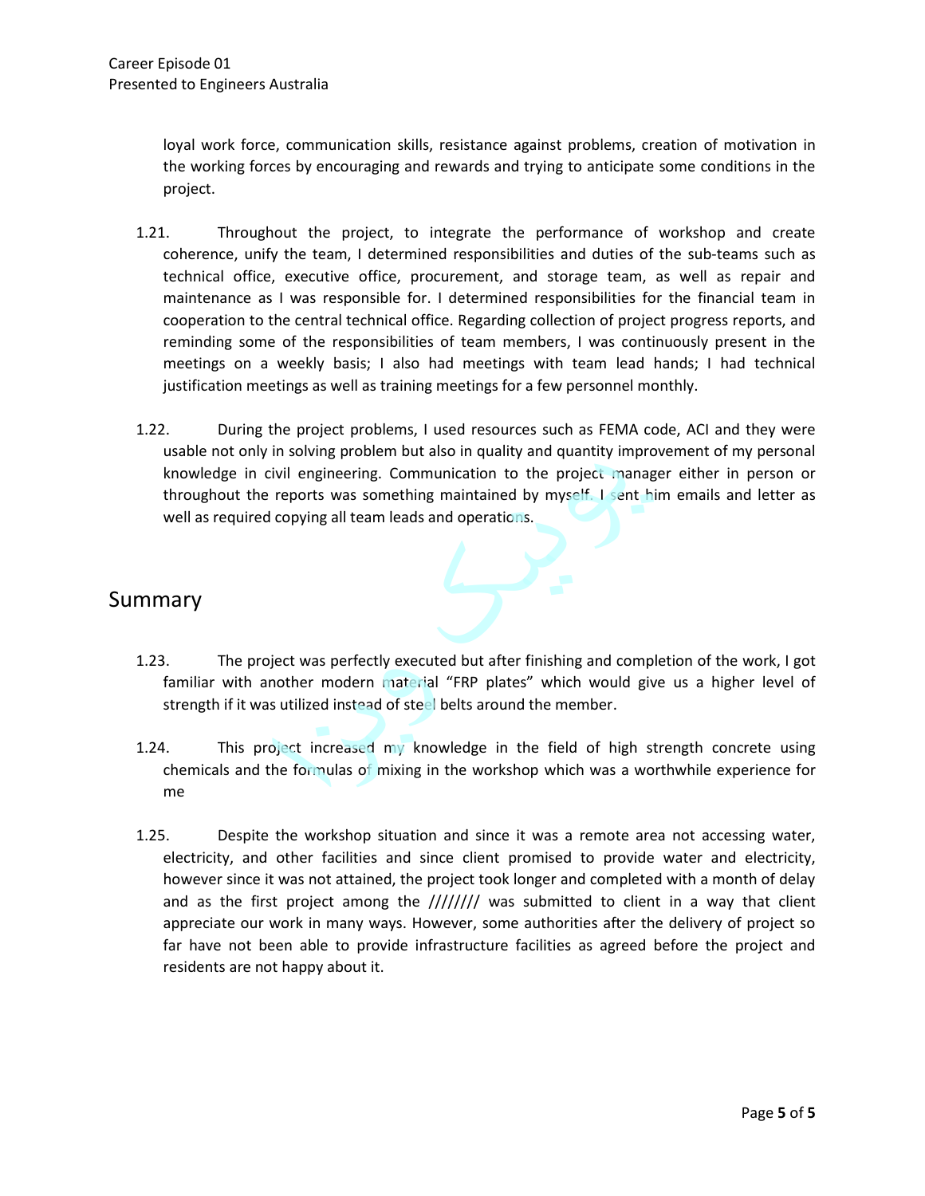loyal work force, communication skills, resistance against problems, creation of motivation in the working forces by encouraging and rewards and trying to anticipate some conditions in the project.

1.21. Throughout the project, to integrate the performance of workshop and create coherence, unify the team, I determined responsibilities and duties of the sub-teams such as technical office, executive office, procurement, and storage team, as well as repair and maintenance as I was responsible for. I determined responsibilities for the financial team in cooperation to the central technical office. Regarding collection of project progress reports, and reminding some of the responsibilities of team members, I was continuously present in the meetings on a weekly basis; I also had meetings with team lead hands; I had technical justification meetings as well as training meetings for a few personnel monthly.

1.22. During the project problems, I used resources such as FEMA code, ACI and they were usable not only in solving problem but also in quality and quantity improvement of my personal knowledge in civil engineering. Communication to the project manager either in person or throughout the reports was something maintained by myself. I sent him emails and letter as well as required copying all team leads and operations.

## Summary

1.23. The project was perfectly executed but after finishing and completion of the work, I got familiar with another modern material "FRP plates" which would give us a higher level of strength if it was utilized instead of steel belts around the member.

1.24. This project increased my knowledge in the field of high strength concrete using chemicals and the formulas of mixing in the workshop which was a worthwhile experience for me

1.25. Despite the workshop situation and since it was a remote area not accessing water, electricity, and other facilities and since client promised to provide water and electricity, however since it was not attained, the project took longer and completed with a month of delay and as the first project among the //////// was submitted to client in a way that client appreciate our work in many ways. However, some authorities after the delivery of project so far have not been able to provide infrastructure facilities as agreed before the project and residents are not happy about it.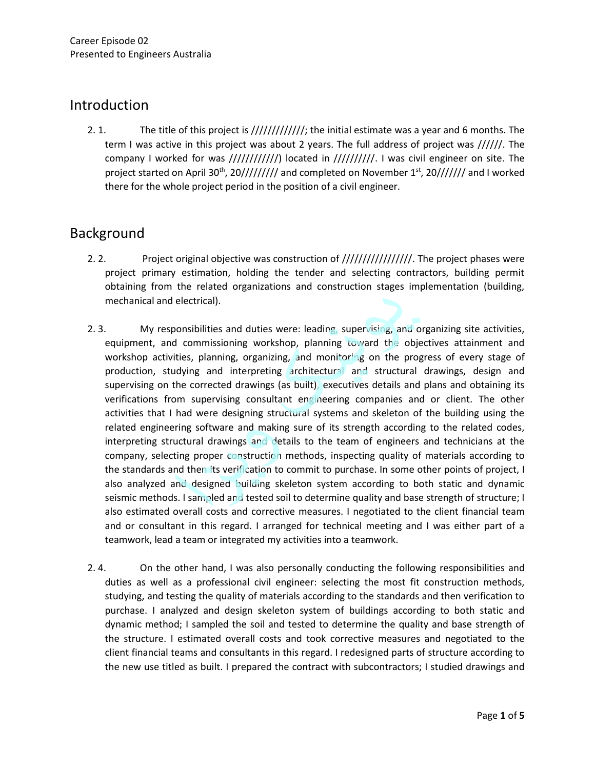Career Episode 02
Presented to Engineers Australia

## Introduction

2. 1. The title of this project is /////////////; the initial estimate was a year and 6 months. The term I was active in this project was about 2 years. The full address of project was //////. The company I worked for was ////////////) located in //////////. I was civil engineer on site. The project started on April 30th, 20///////// and completed on November 1st, 20/////// and I worked there for the whole project period in the position of a civil engineer.

## Background

2. 2. Project original objective was construction of /////////////////. The project phases were project primary estimation, holding the tender and selecting contractors, building permit obtaining from the related organizations and construction stages implementation (building, mechanical and electrical).

2. 3. My responsibilities and duties were: leading, supervising, and organizing site activities, equipment, and commissioning workshop, planning toward the objectives attainment and workshop activities, planning, organizing, and monitoring on the progress of every stage of production, studying and interpreting architectural and structural drawings, design and supervising on the corrected drawings (as built), executives details and plans and obtaining its verifications from supervising consultant engineering companies and or client. The other activities that I had were designing structural systems and skeleton of the building using the related engineering software and making sure of its strength according to the related codes, interpreting structural drawings and details to the team of engineers and technicians at the company, selecting proper construction methods, inspecting quality of materials according to the standards and then its verification to commit to purchase. In some other points of project, I also analyzed and designed building skeleton system according to both static and dynamic seismic methods. I sampled and tested soil to determine quality and base strength of structure; I also estimated overall costs and corrective measures. I negotiated to the client financial team and or consultant in this regard. I arranged for technical meeting and I was either part of a teamwork, lead a team or integrated my activities into a teamwork.

2. 4. On the other hand, I was also personally conducting the following responsibilities and duties as well as a professional civil engineer: selecting the most fit construction methods, studying, and testing the quality of materials according to the standards and then verification to purchase. I analyzed and design skeleton system of buildings according to both static and dynamic method; I sampled the soil and tested to determine the quality and base strength of the structure. I estimated overall costs and took corrective measures and negotiated to the client financial teams and consultants in this regard. I redesigned parts of structure according to the new use titled as built. I prepared the contract with subcontractors; I studied drawings and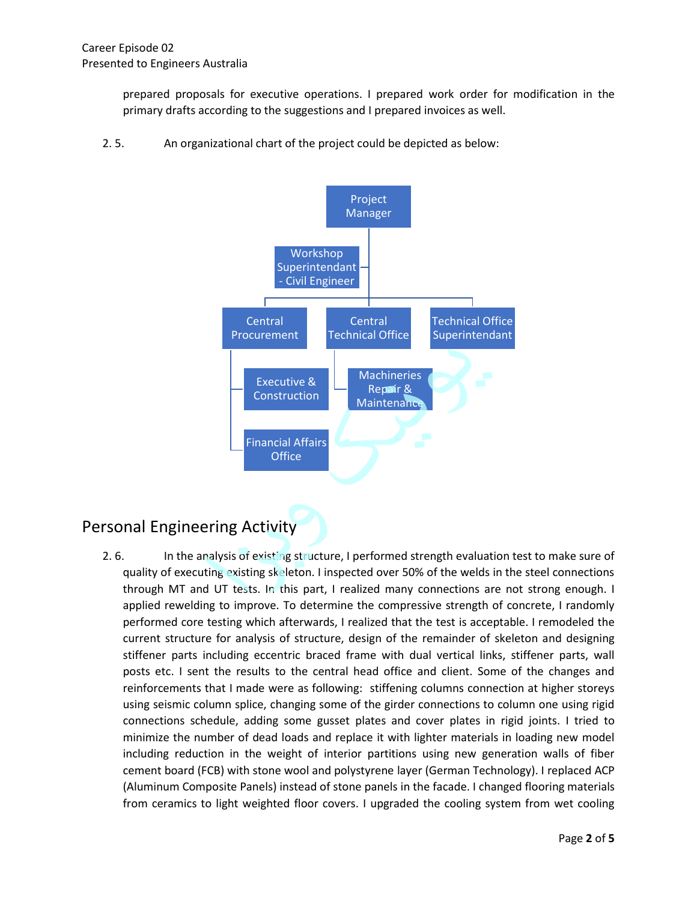prepared proposals for executive operations. I prepared work order for modification in the primary drafts according to the suggestions and I prepared invoices as well.

2. 5. An organizational chart of the project could be depicted as below:

- Project Manager
  - Workshop Superintendant - Civil Engineer
  - Central Procurement
    - Executive & Construction
    - Financial Affairs Office
  - Central Technical Office
    - Machineries Repair & Maintenance
  - Technical Office Superintendant

## Personal Engineering Activity

2. 6. In the analysis of existing structure, I performed strength evaluation test to make sure of quality of executing existing skeleton. I inspected over 50% of the welds in the steel connections through MT and UT tests. In this part, I realized many connections are not strong enough. I applied rewelding to improve. To determine the compressive strength of concrete, I randomly performed core testing which afterwards, I realized that the test is acceptable. I remodeled the current structure for analysis of structure, design of the remainder of skeleton and designing stiffener parts including eccentric braced frame with dual vertical links, stiffener parts, wall posts etc. I sent the results to the central head office and client. Some of the changes and reinforcements that I made were as following: stiffening columns connection at higher storeys using seismic column splice, changing some of the girder connections to column one using rigid connections schedule, adding some gusset plates and cover plates in rigid joints. I tried to minimize the number of dead loads and replace it with lighter materials in loading new model including reduction in the weight of interior partitions using new generation walls of fiber cement board (FCB) with stone wool and polystyrene layer (German Technology). I replaced ACP (Aluminum Composite Panels) instead of stone panels in the facade. I changed flooring materials from ceramics to light weighted floor covers. I upgraded the cooling system from wet cooling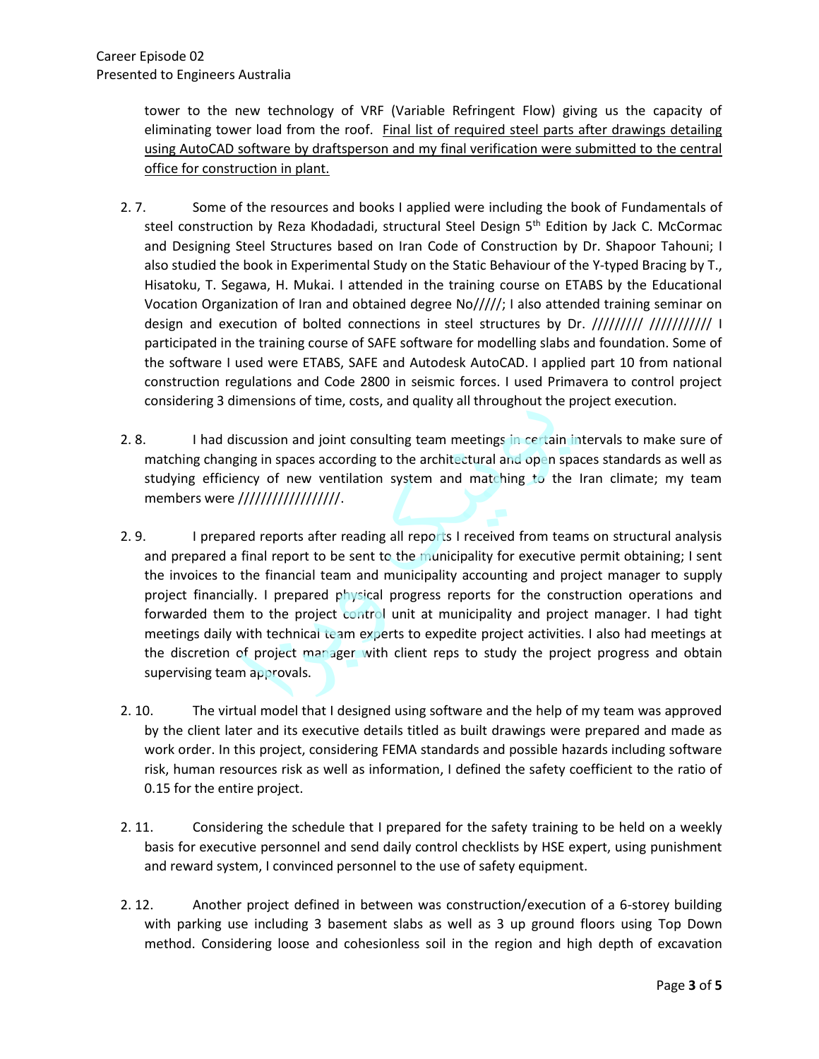tower to the new technology of VRF (Variable Refringent Flow) giving us the capacity of eliminating tower load from the roof. <u>Final list of required steel parts after drawings detailing using AutoCAD software by draftsperson and my final verification were submitted to the central office for construction in plant.</u>

2. 7. Some of the resources and books I applied were including the book of Fundamentals of steel construction by Reza Khodadadi, structural Steel Design 5th Edition by Jack C. McCormac and Designing Steel Structures based on Iran Code of Construction by Dr. Shapoor Tahouni; I also studied the book in Experimental Study on the Static Behaviour of the Y-typed Bracing by T., Hisatoku, T. Segawa, H. Mukai. I attended in the training course on ETABS by the Educational Vocation Organization of Iran and obtained degree No/////; I also attended training seminar on design and execution of bolted connections in steel structures by Dr. ///////// /////////// I participated in the training course of SAFE software for modelling slabs and foundation. Some of the software I used were ETABS, SAFE and Autodesk AutoCAD. I applied part 10 from national construction regulations and Code 2800 in seismic forces. I used Primavera to control project considering 3 dimensions of time, costs, and quality all throughout the project execution.

2. 8. I had discussion and joint consulting team meetings in certain intervals to make sure of matching changing in spaces according to the architectural and open spaces standards as well as studying efficiency of new ventilation system and matching to the Iran climate; my team members were /////////////////.

2. 9. I prepared reports after reading all reports I received from teams on structural analysis and prepared a final report to be sent to the municipality for executive permit obtaining; I sent the invoices to the financial team and municipality accounting and project manager to supply project financially. I prepared physical progress reports for the construction operations and forwarded them to the project control unit at municipality and project manager. I had tight meetings daily with technical team experts to expedite project activities. I also had meetings at the discretion of project manager with client reps to study the project progress and obtain supervising team approvals.

2. 10. The virtual model that I designed using software and the help of my team was approved by the client later and its executive details titled as built drawings were prepared and made as work order. In this project, considering FEMA standards and possible hazards including software risk, human resources risk as well as information, I defined the safety coefficient to the ratio of 0.15 for the entire project.

2. 11. Considering the schedule that I prepared for the safety training to be held on a weekly basis for executive personnel and send daily control checklists by HSE expert, using punishment and reward system, I convinced personnel to the use of safety equipment.

2. 12. Another project defined in between was construction/execution of a 6-storey building with parking use including 3 basement slabs as well as 3 up ground floors using Top Down method. Considering loose and cohesionless soil in the region and high depth of excavation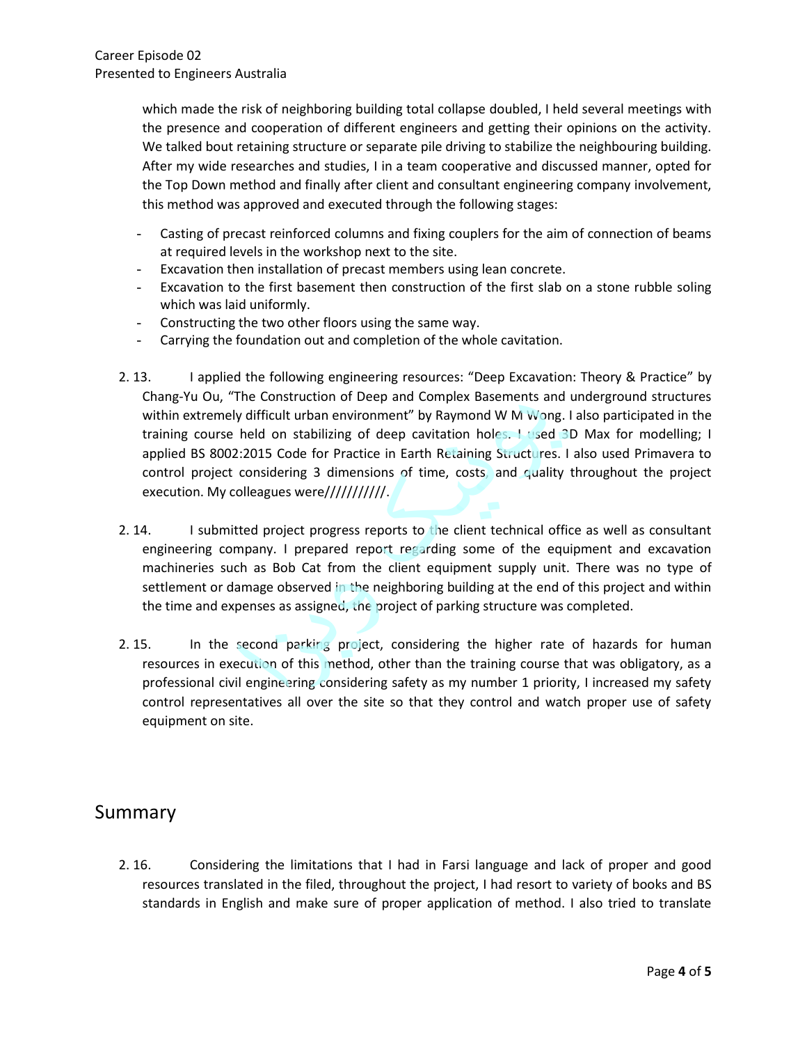which made the risk of neighboring building total collapse doubled, I held several meetings with the presence and cooperation of different engineers and getting their opinions on the activity. We talked bout retaining structure or separate pile driving to stabilize the neighbouring building. After my wide researches and studies, I in a team cooperative and discussed manner, opted for the Top Down method and finally after client and consultant engineering company involvement, this method was approved and executed through the following stages:

- Casting of precast reinforced columns and fixing couplers for the aim of connection of beams at required levels in the workshop next to the site.
- Excavation then installation of precast members using lean concrete.
- Excavation to the first basement then construction of the first slab on a stone rubble soling which was laid uniformly.
- Constructing the two other floors using the same way.
- Carrying the foundation out and completion of the whole cavitation.

2. 13. I applied the following engineering resources: "Deep Excavation: Theory & Practice" by Chang-Yu Ou, "The Construction of Deep and Complex Basements and underground structures within extremely difficult urban environment" by Raymond W M Wong. I also participated in the training course held on stabilizing of deep cavitation holes. I used 3D Max for modelling; I applied BS 8002:2015 Code for Practice in Earth Retaining Structures. I also used Primavera to control project considering 3 dimensions of time, costs, and quality throughout the project execution. My colleagues were//////////.

2. 14. I submitted project progress reports to the client technical office as well as consultant engineering company. I prepared report regarding some of the equipment and excavation machineries such as Bob Cat from the client equipment supply unit. There was no type of settlement or damage observed in the neighboring building at the end of this project and within the time and expenses as assigned, the project of parking structure was completed.

2. 15. In the second parking project, considering the higher rate of hazards for human resources in execution of this method, other than the training course that was obligatory, as a professional civil engineering considering safety as my number 1 priority, I increased my safety control representatives all over the site so that they control and watch proper use of safety equipment on site.

## Summary

2. 16. Considering the limitations that I had in Farsi language and lack of proper and good resources translated in the filed, throughout the project, I had resort to variety of books and BS standards in English and make sure of proper application of method. I also tried to translate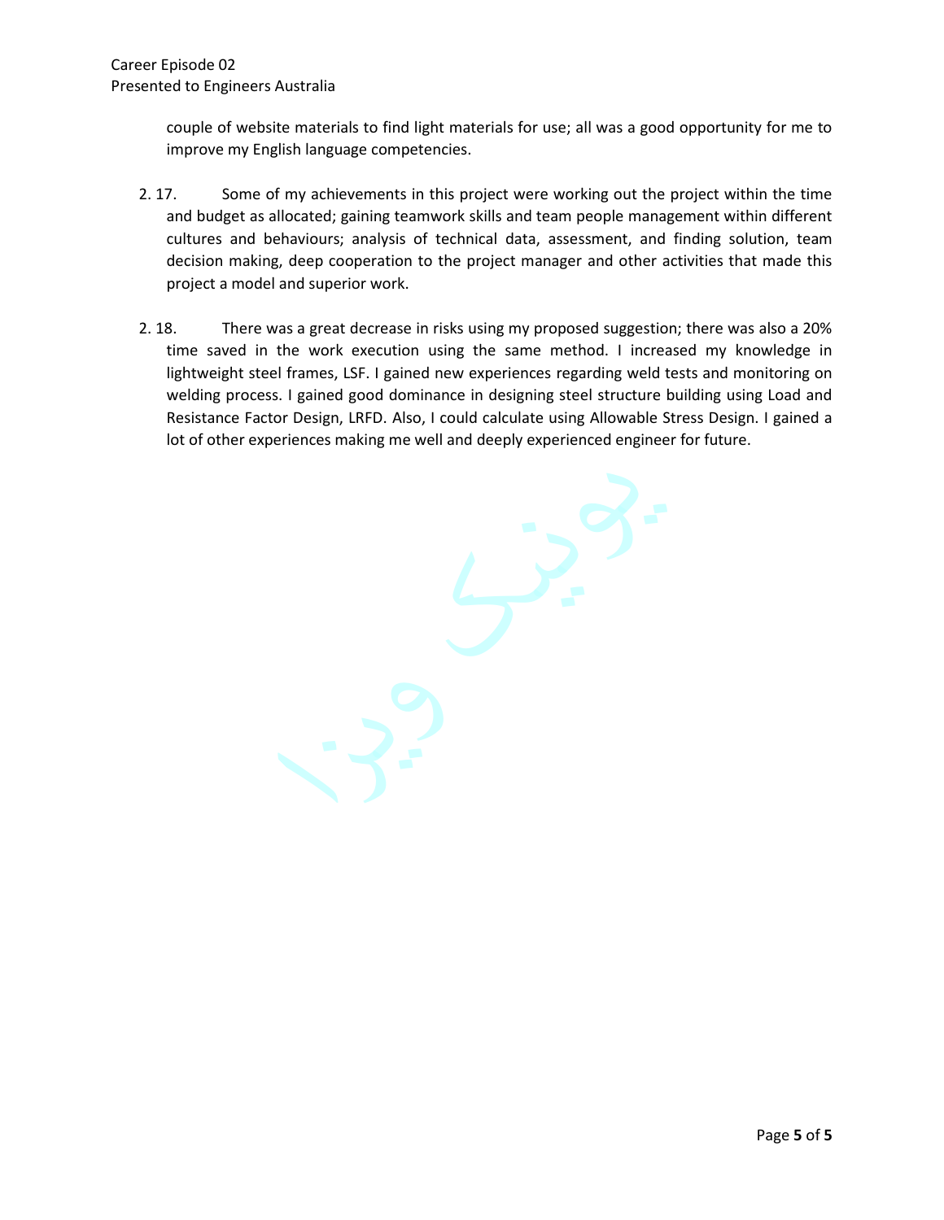couple of website materials to find light materials for use; all was a good opportunity for me to improve my English language competencies.

2. 17. Some of my achievements in this project were working out the project within the time and budget as allocated; gaining teamwork skills and team people management within different cultures and behaviours; analysis of technical data, assessment, and finding solution, team decision making, deep cooperation to the project manager and other activities that made this project a model and superior work.

2. 18. There was a great decrease in risks using my proposed suggestion; there was also a 20% time saved in the work execution using the same method. I increased my knowledge in lightweight steel frames, LSF. I gained new experiences regarding weld tests and monitoring on welding process. I gained good dominance in designing steel structure building using Load and Resistance Factor Design, LRFD. Also, I could calculate using Allowable Stress Design. I gained a lot of other experiences making me well and deeply experienced engineer for future.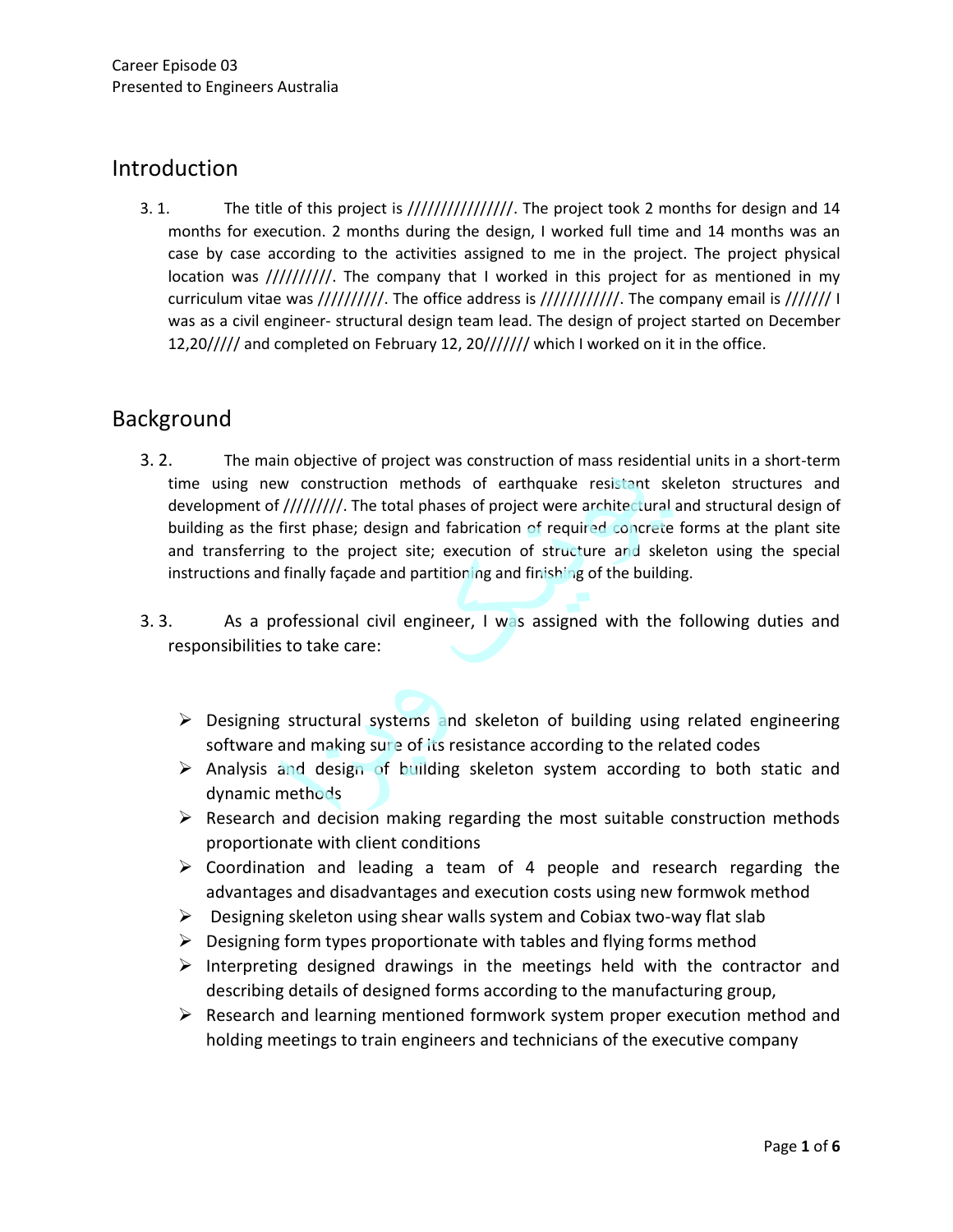## Introduction

3. 1. The title of this project is ////////////////. The project took 2 months for design and 14 months for execution. 2 months during the design, I worked full time and 14 months was an case by case according to the activities assigned to me in the project. The project physical location was //////////. The company that I worked in this project for as mentioned in my curriculum vitae was //////////. The office address is ////////////. The company email is /////// I was as a civil engineer- structural design team lead. The design of project started on December 12,20///// and completed on February 12, 20/////// which I worked on it in the office.

## Background

3. 2. The main objective of project was construction of mass residential units in a short-term time using new construction methods of earthquake resistant skeleton structures and development of /////////. The total phases of project were architectural and structural design of building as the first phase; design and fabrication of required concrete forms at the plant site and transferring to the project site; execution of structure and skeleton using the special instructions and finally façade and partitioning and finishing of the building.

3. 3. As a professional civil engineer, I was assigned with the following duties and responsibilities to take care:

- Designing structural systems and skeleton of building using related engineering software and making sure of its resistance according to the related codes
- Analysis and design of building skeleton system according to both static and dynamic methods
- Research and decision making regarding the most suitable construction methods proportionate with client conditions
- Coordination and leading a team of 4 people and research regarding the advantages and disadvantages and execution costs using new formwok method
- Designing skeleton using shear walls system and Cobiax two-way flat slab
- Designing form types proportionate with tables and flying forms method
- Interpreting designed drawings in the meetings held with the contractor and describing details of designed forms according to the manufacturing group,
- Research and learning mentioned formwork system proper execution method and holding meetings to train engineers and technicians of the executive company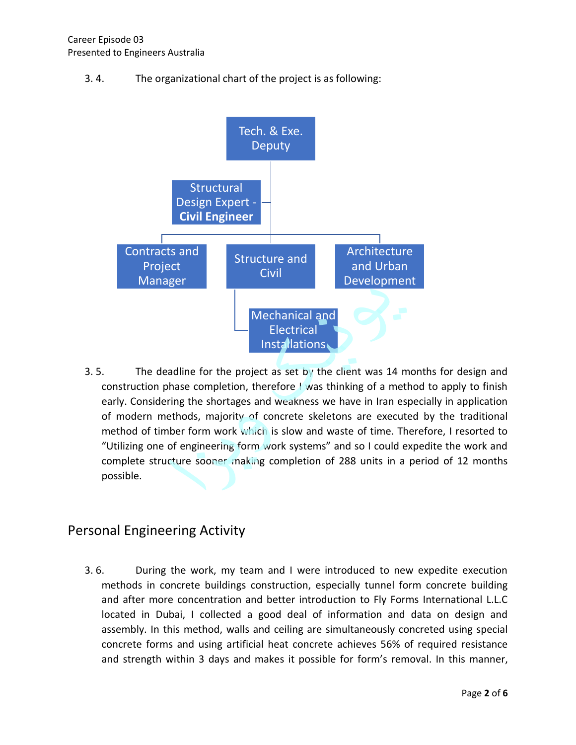3.4. The organizational chart of the project is as following:

Tech. & Exe. Deputy

Structural Design Expert - **Civil Engineer**

Contracts and Project Manager

Structure and Civil

Architecture and Urban Development

Mechanical and Electrical Installations

3.5. The deadline for the project as set by the client was 14 months for design and construction phase completion, therefore I was thinking of a method to apply to finish early. Considering the shortages and weakness we have in Iran especially in application of modern methods, majority of concrete skeletons are executed by the traditional method of timber form work which is slow and waste of time. Therefore, I resorted to "Utilizing one of engineering form work systems" and so I could expedite the work and complete structure sooner making completion of 288 units in a period of 12 months possible.

## Personal Engineering Activity

3.6. During the work, my team and I were introduced to new expedite execution methods in concrete buildings construction, especially tunnel form concrete building and after more concentration and better introduction to Fly Forms International L.L.C located in Dubai, I collected a good deal of information and data on design and assembly. In this method, walls and ceiling are simultaneously concreted using special concrete forms and using artificial heat concrete achieves 56% of required resistance and strength within 3 days and makes it possible for form's removal. In this manner,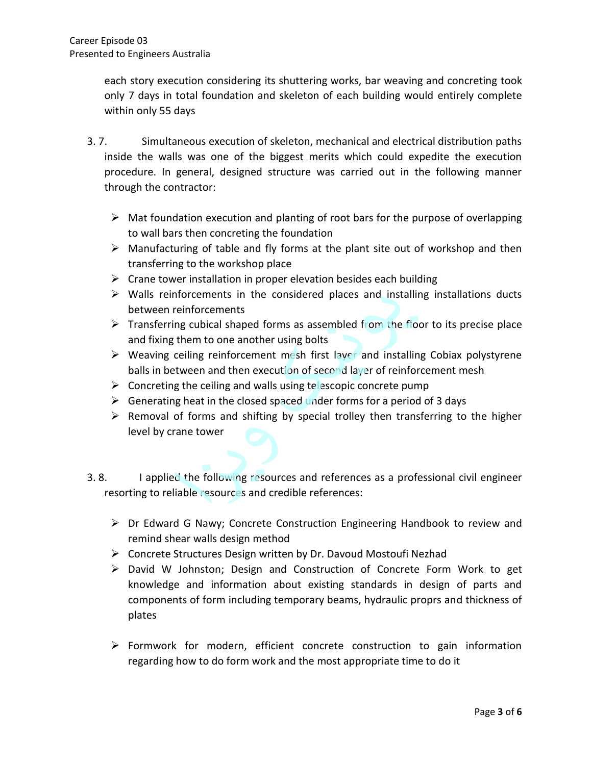each story execution considering its shuttering works, bar weaving and concreting took only 7 days in total foundation and skeleton of each building would entirely complete within only 55 days

3. 7. Simultaneous execution of skeleton, mechanical and electrical distribution paths inside the walls was one of the biggest merits which could expedite the execution procedure. In general, designed structure was carried out in the following manner through the contractor:

- Mat foundation execution and planting of root bars for the purpose of overlapping to wall bars then concreting the foundation
- Manufacturing of table and fly forms at the plant site out of workshop and then transferring to the workshop place
- Crane tower installation in proper elevation besides each building
- Walls reinforcements in the considered places and installing installations ducts between reinforcements
- Transferring cubical shaped forms as assembled from the floor to its precise place and fixing them to one another using bolts
- Weaving ceiling reinforcement mesh first layer and installing Cobiax polystyrene balls in between and then execution of second layer of reinforcement mesh
- Concreting the ceiling and walls using telescopic concrete pump
- Generating heat in the closed spaced under forms for a period of 3 days
- Removal of forms and shifting by special trolley then transferring to the higher level by crane tower

3. 8. I applied the following resources and references as a professional civil engineer resorting to reliable resources and credible references:

- Dr Edward G Nawy; Concrete Construction Engineering Handbook to review and remind shear walls design method
- Concrete Structures Design written by Dr. Davoud Mostoufi Nezhad
- David W Johnston; Design and Construction of Concrete Form Work to get knowledge and information about existing standards in design of parts and components of form including temporary beams, hydraulic proprs and thickness of plates
- Formwork for modern, efficient concrete construction to gain information regarding how to do form work and the most appropriate time to do it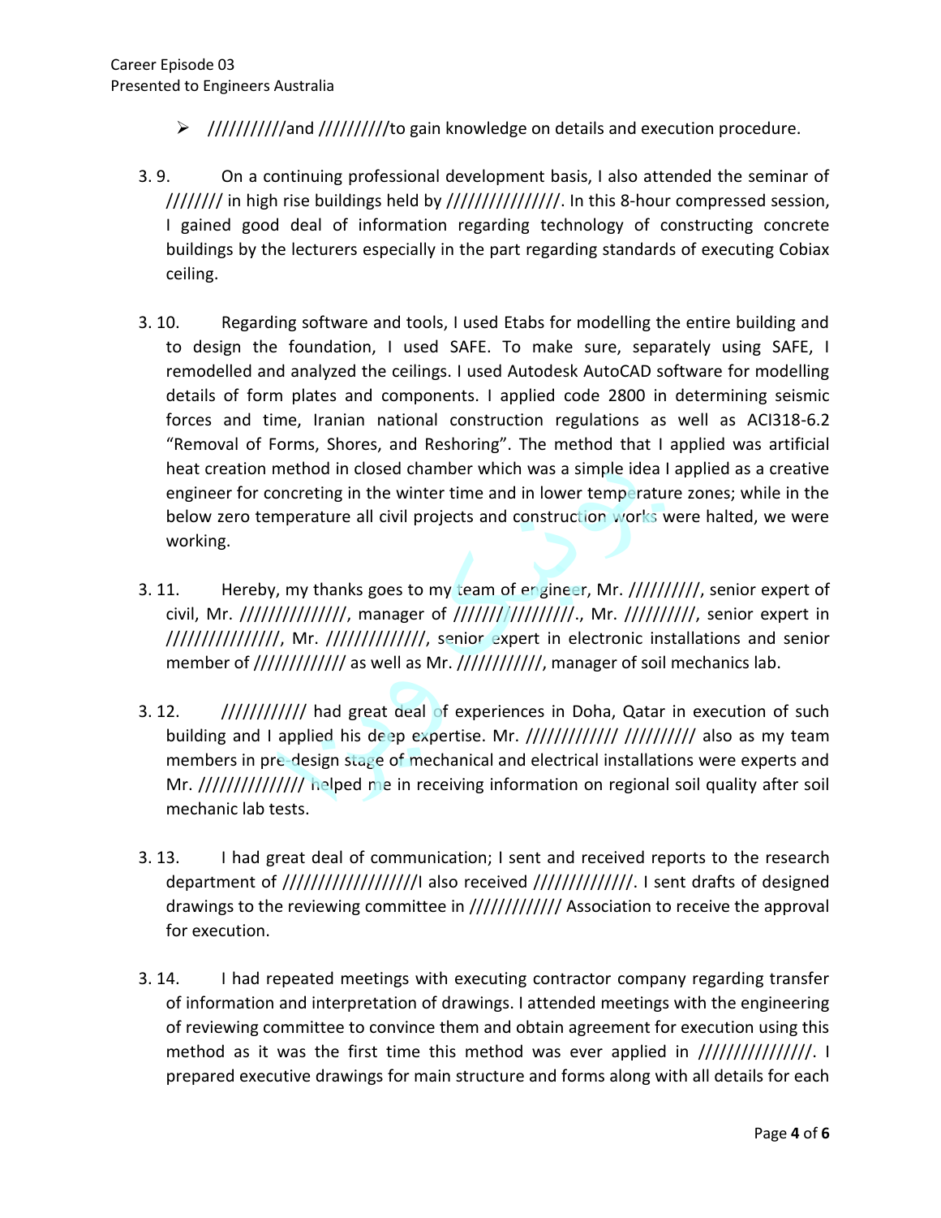- ///////////and //////////to gain knowledge on details and execution procedure.

3. 9. On a continuing professional development basis, I also attended the seminar of //////// in high rise buildings held by ////////////////. In this 8-hour compressed session, I gained good deal of information regarding technology of constructing concrete buildings by the lecturers especially in the part regarding standards of executing Cobiax ceiling.

3. 10. Regarding software and tools, I used Etabs for modelling the entire building and to design the foundation, I used SAFE. To make sure, separately using SAFE, I remodelled and analyzed the ceilings. I used Autodesk AutoCAD software for modelling details of form plates and components. I applied code 2800 in determining seismic forces and time, Iranian national construction regulations as well as ACI318-6.2 “Removal of Forms, Shores, and Reshoring”. The method that I applied was artificial heat creation method in closed chamber which was a simple idea I applied as a creative engineer for concreting in the winter time and in lower temperature zones; while in the below zero temperature all civil projects and construction works were halted, we were working.

3. 11. Hereby, my thanks goes to my team of engineer, Mr. //////////, senior expert of civil, Mr. ///////////////, manager of ////////////////., Mr. //////////, senior expert in ////////////////, Mr. //////////////, senior expert in electronic installations and senior member of ///////////// as well as Mr. ////////////, manager of soil mechanics lab.

3. 12. //////////// had great deal of experiences in Doha, Qatar in execution of such building and I applied his deep expertise. Mr. ///////////// ////////// also as my team members in pre-design stage of mechanical and electrical installations were experts and Mr. ////////////// helped me in receiving information on regional soil quality after soil mechanic lab tests.

3. 13. I had great deal of communication; I sent and received reports to the research department of //////////////////I also received //////////////. I sent drafts of designed drawings to the reviewing committee in //////////// Association to receive the approval for execution.

3. 14. I had repeated meetings with executing contractor company regarding transfer of information and interpretation of drawings. I attended meetings with the engineering of reviewing committee to convince them and obtain agreement for execution using this method as it was the first time this method was ever applied in ////////////////. I prepared executive drawings for main structure and forms along with all details for each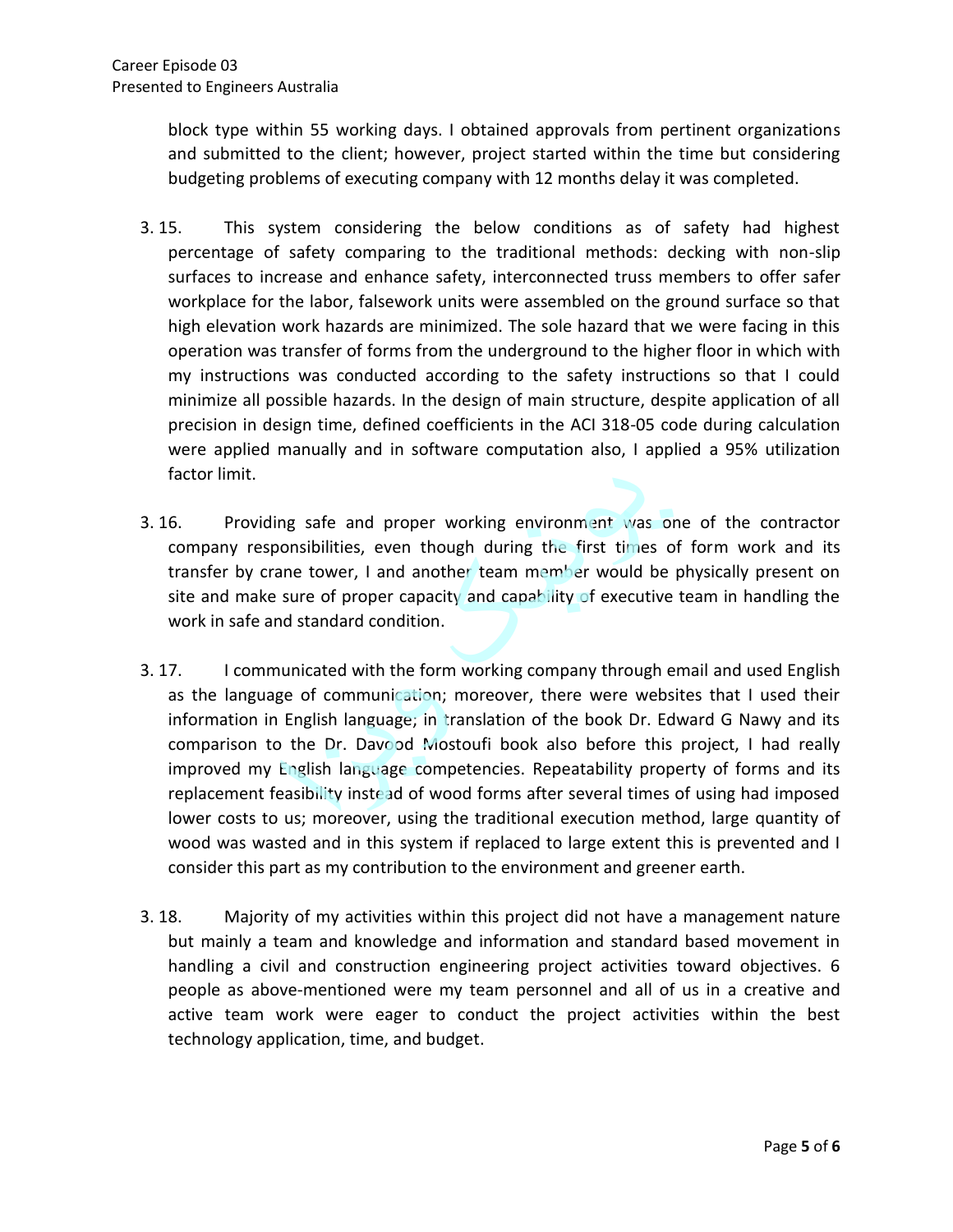block type within 55 working days. I obtained approvals from pertinent organizations and submitted to the client; however, project started within the time but considering budgeting problems of executing company with 12 months delay it was completed.

3. 15. This system considering the below conditions as of safety had highest percentage of safety comparing to the traditional methods: decking with non-slip surfaces to increase and enhance safety, interconnected truss members to offer safer workplace for the labor, falsework units were assembled on the ground surface so that high elevation work hazards are minimized. The sole hazard that we were facing in this operation was transfer of forms from the underground to the higher floor in which with my instructions was conducted according to the safety instructions so that I could minimize all possible hazards. In the design of main structure, despite application of all precision in design time, defined coefficients in the ACI 318-05 code during calculation were applied manually and in software computation also, I applied a 95% utilization factor limit.

3. 16. Providing safe and proper working environment was one of the contractor company responsibilities, even though during the first times of form work and its transfer by crane tower, I and another team member would be physically present on site and make sure of proper capacity and capability of executive team in handling the work in safe and standard condition.

3. 17. I communicated with the form working company through email and used English as the language of communication; moreover, there were websites that I used their information in English language; in translation of the book Dr. Edward G Nawy and its comparison to the Dr. Davood Mostoufi book also before this project, I had really improved my English language competencies. Repeatability property of forms and its replacement feasibility instead of wood forms after several times of using had imposed lower costs to us; moreover, using the traditional execution method, large quantity of wood was wasted and in this system if replaced to large extent this is prevented and I consider this part as my contribution to the environment and greener earth.

3. 18. Majority of my activities within this project did not have a management nature but mainly a team and knowledge and information and standard based movement in handling a civil and construction engineering project activities toward objectives. 6 people as above-mentioned were my team personnel and all of us in a creative and active team work were eager to conduct the project activities within the best technology application, time, and budget.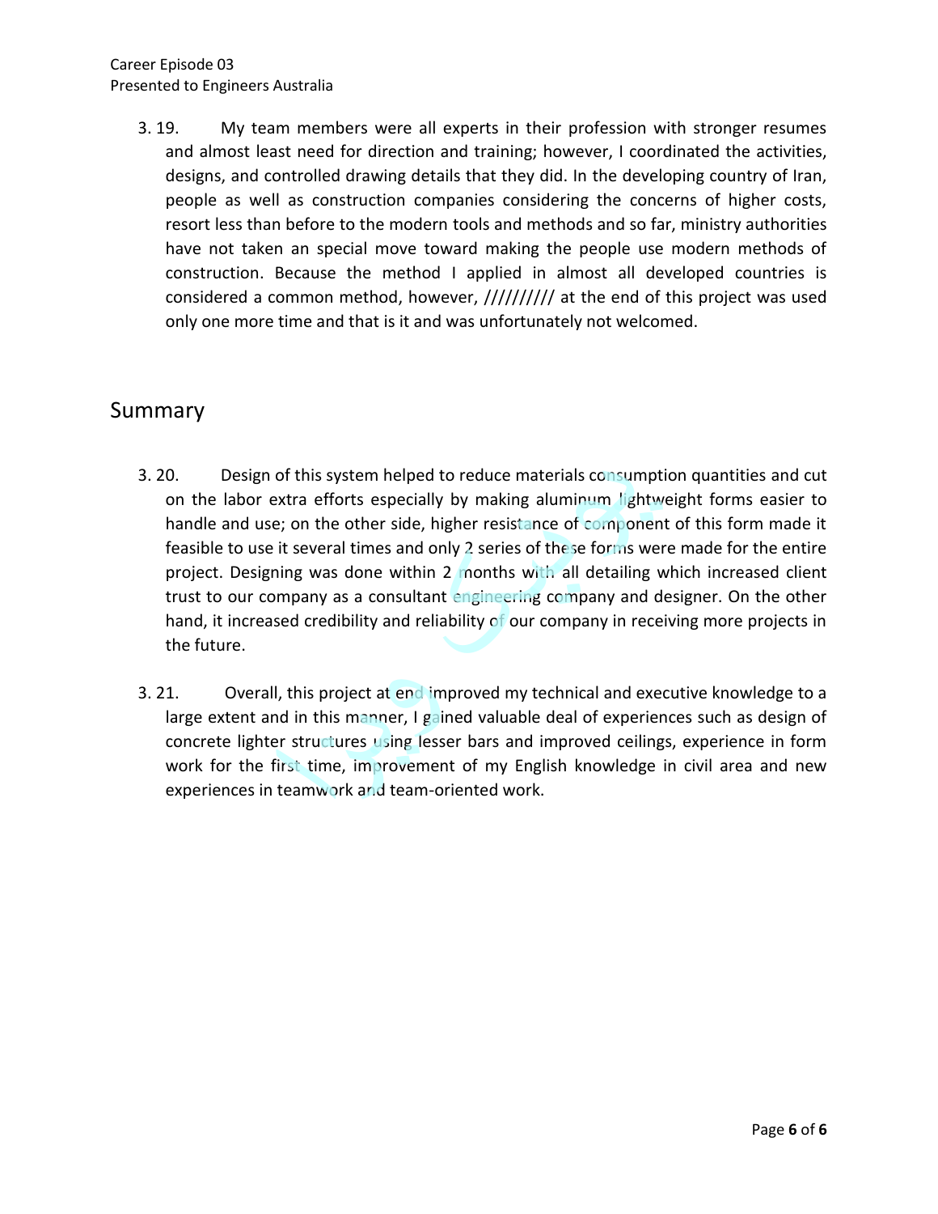3. 19. My team members were all experts in their profession with stronger resumes and almost least need for direction and training; however, I coordinated the activities, designs, and controlled drawing details that they did. In the developing country of Iran, people as well as construction companies considering the concerns of higher costs, resort less than before to the modern tools and methods and so far, ministry authorities have not taken an special move toward making the people use modern methods of construction. Because the method I applied in almost all developed countries is considered a common method, however, ////////// at the end of this project was used only one more time and that is it and was unfortunately not welcomed.

## Summary

3. 20. Design of this system helped to reduce materials consumption quantities and cut on the labor extra efforts especially by making aluminum lightweight forms easier to handle and use; on the other side, higher resistance of component of this form made it feasible to use it several times and only 2 series of these forms were made for the entire project. Designing was done within 2 months with all detailing which increased client trust to our company as a consultant engineering company and designer. On the other hand, it increased credibility and reliability of our company in receiving more projects in the future.

3. 21. Overall, this project at end improved my technical and executive knowledge to a large extent and in this manner, I gained valuable deal of experiences such as design of concrete lighter structures using lesser bars and improved ceilings, experience in form work for the first time, improvement of my English knowledge in civil area and new experiences in teamwork and team-oriented work.